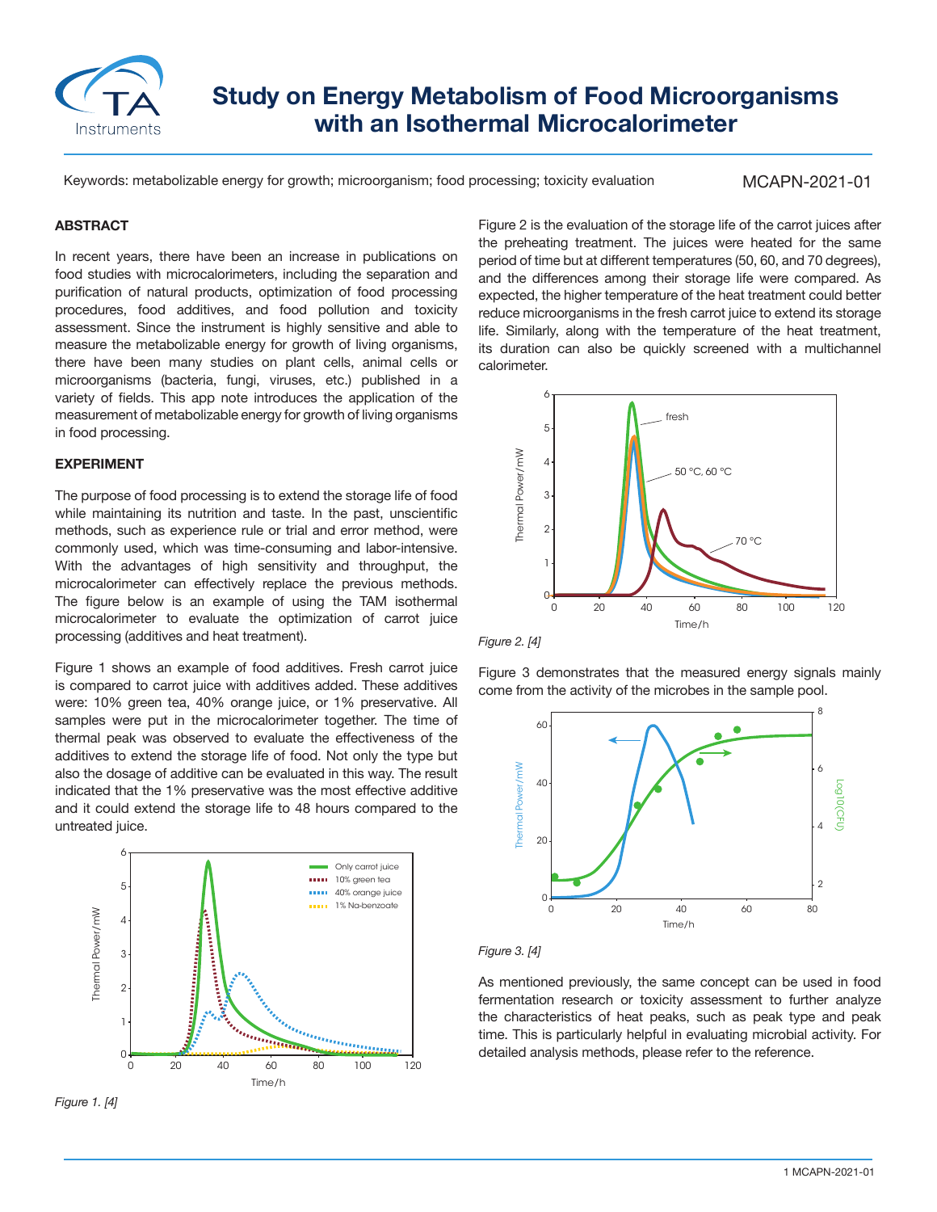# Study on Energy Metabolism of Food Microorganisms with an Isothermal Microcalorimeter

Keywords: metabolizable energy for growth; microorganism; food processing; toxicity evaluation

MCAPN-2021-01

## ABSTRACT

In recent years, there have been an increase in publications on food studies with microcalorimeters, including the separation and purification of natural products, optimization of food processing procedures, food additives, and food pollution and toxicity assessment. Since the instrument is highly sensitive and able to measure the metabolizable energy for growth of living organisms, there have been many studies on plant cells, animal cells or microorganisms (bacteria, fungi, viruses, etc.) published in a variety of fields. This app note introduces the application of the measurement of metabolizable energy for growth of living organisms in food processing.

## EXPERIMENT

The purpose of food processing is to extend the storage life of food while maintaining its nutrition and taste. In the past, unscientific methods, such as experience rule or trial and error method, were commonly used, which was time-consuming and labor-intensive. With the advantages of high sensitivity and throughput, the microcalorimeter can effectively replace the previous methods. The figure below is an example of using the TAM isothermal microcalorimeter to evaluate the optimization of carrot juice processing (additives and heat treatment).

Figure 1 shows an example of food additives. Fresh carrot juice is compared to carrot juice with additives added. These additives were: 10% green tea, 40% orange juice, or 1% preservative. All samples were put in the microcalorimeter together. The time of thermal peak was observed to evaluate the effectiveness of the additives to extend the storage life of food. Not only the type but also the dosage of additive can be evaluated in this way. The result indicated that the 1% preservative was the most effective additive and it could extend the storage life to 48 hours compared to the untreated juice.

*Figure 1. [4]*

Figure 2 is the evaluation of the storage life of the carrot juices after the preheating treatment. The juices were heated for the same period of time but at different temperatures (50, 60, and 70 degrees), and the differences among their storage life were compared. As expected, the higher temperature of the heat treatment could better reduce microorganisms in the fresh carrot juice to extend its storage life. Similarly, along with the temperature of the heat treatment, its duration can also be quickly screened with a multichannel calorimeter.

*Figure 2. [4]*

Figure 3 demonstrates that the measured energy signals mainly come from the activity of the microbes in the sample pool.

*Figure 3. [4]*

As mentioned previously, the same concept can be used in food fermentation research or toxicity assessment to further analyze the characteristics of heat peaks, such as peak type and peak time. This is particularly helpful in evaluating microbial activity. For detailed analysis methods, please refer to the reference.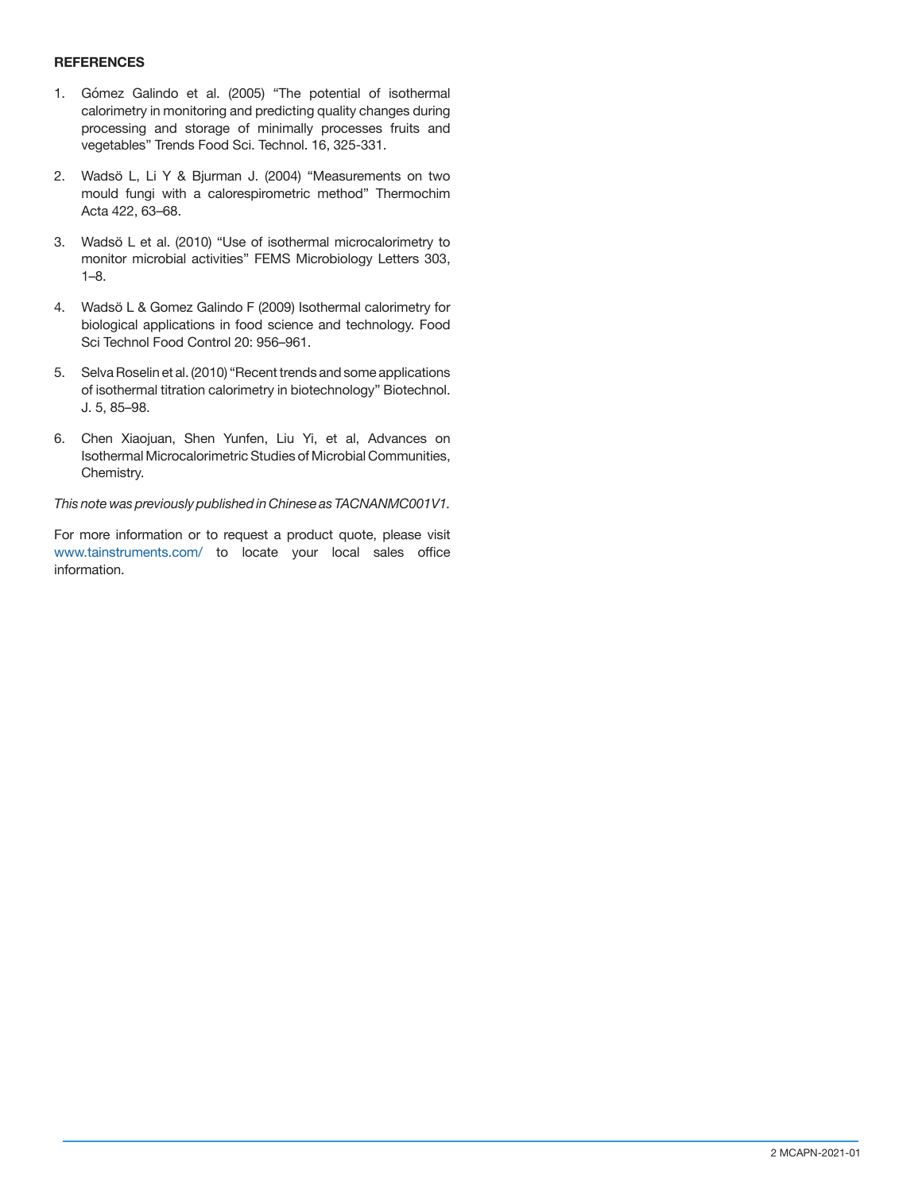**REFERENCES**

1. Gómez Galindo et al. (2005) "The potential of isothermal calorimetry in monitoring and predicting quality changes during processing and storage of minimally processes fruits and vegetables" Trends Food Sci. Technol. 16, 325-331.

2. Wadsö L, Li Y & Bjurman J. (2004) "Measurements on two mould fungi with a calorespirometric method" Thermochim Acta 422, 63–68.

3. Wadsö L et al. (2010) "Use of isothermal microcalorimetry to monitor microbial activities" FEMS Microbiology Letters 303, 1–8.

4. Wadsö L & Gomez Galindo F (2009) Isothermal calorimetry for biological applications in food science and technology. Food Sci Technol Food Control 20: 956–961.

5. Selva Roselin et al. (2010) "Recent trends and some applications of isothermal titration calorimetry in biotechnology" Biotechnol. J. 5, 85–98.

6. Chen Xiaojuan, Shen Yunfen, Liu Yi, et al, Advances on Isothermal Microcalorimetric Studies of Microbial Communities, Chemistry.

*This note was previously published in Chinese as TACNANMC001V1.*

For more information or to request a product quote, please visit www.tainstruments.com/ to locate your local sales office information.